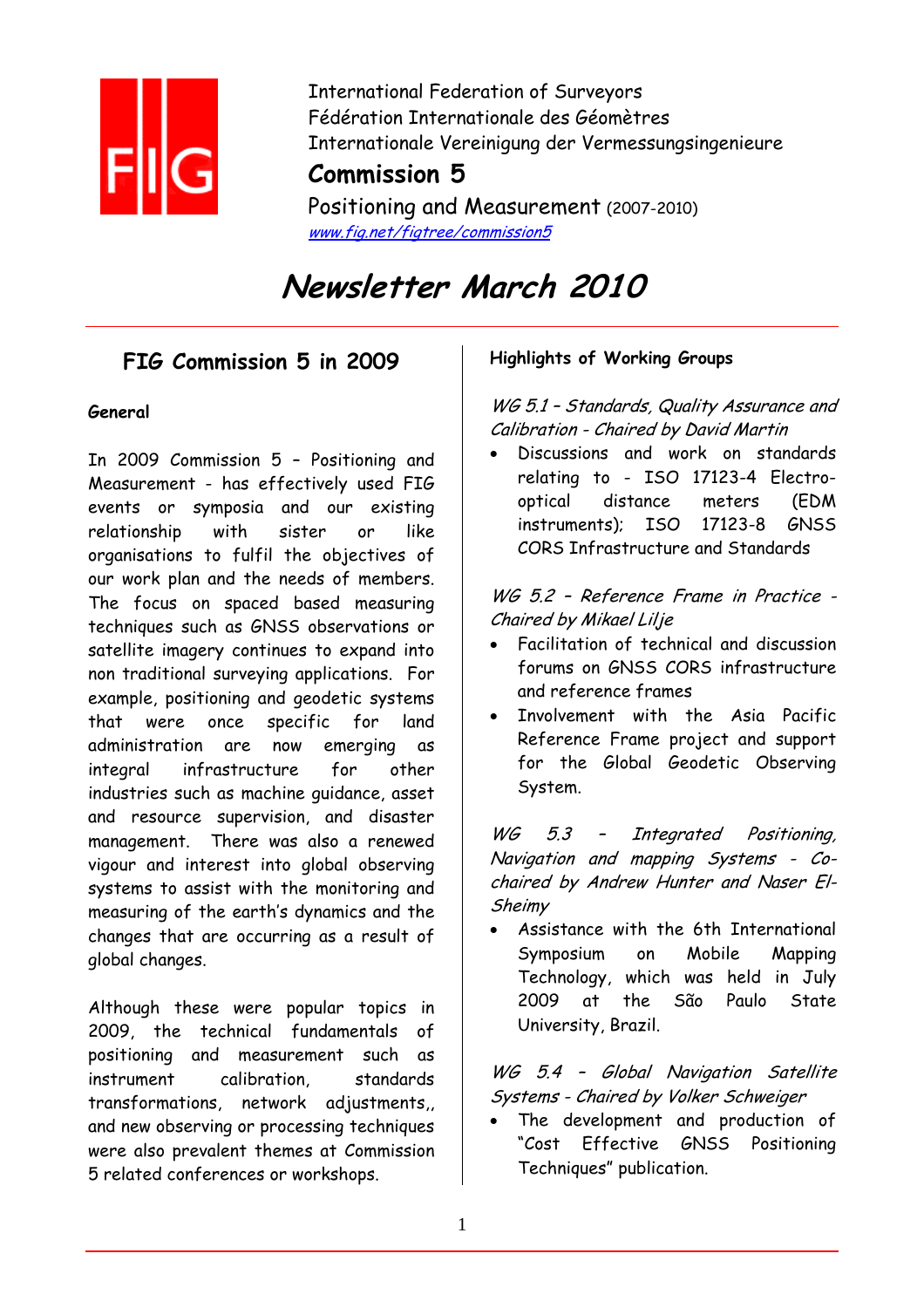International Federation of Surveyors
Fédération Internationale des Géomètres
Internationale Vereinigung der Vermessungsingenieure

**Commission 5**

Positioning and Measurement (2007-2010)
www.fig.net/figtree/commission5

# Newsletter March 2010

## FIG Commission 5 in 2009

### General

In 2009 Commission 5 – Positioning and Measurement - has effectively used FIG events or symposia and our existing relationship with sister or like organisations to fulfil the objectives of our work plan and the needs of members. The focus on spaced based measuring techniques such as GNSS observations or satellite imagery continues to expand into non traditional surveying applications. For example, positioning and geodetic systems that were once specific for land administration are now emerging as integral infrastructure for other industries such as machine guidance, asset and resource supervision, and disaster management. There was also a renewed vigour and interest into global observing systems to assist with the monitoring and measuring of the earth's dynamics and the changes that are occurring as a result of global changes.

Although these were popular topics in 2009, the technical fundamentals of positioning and measurement such as instrument calibration, standards transformations, network adjustments,, and new observing or processing techniques were also prevalent themes at Commission 5 related conferences or workshops.

### Highlights of Working Groups

*WG 5.1 – Standards, Quality Assurance and Calibration - Chaired by David Martin*

- Discussions and work on standards relating to - ISO 17123-4 Electro-optical distance meters (EDM instruments); ISO 17123-8 GNSS CORS Infrastructure and Standards

*WG 5.2 – Reference Frame in Practice - Chaired by Mikael Lilje*

- Facilitation of technical and discussion forums on GNSS CORS infrastructure and reference frames
- Involvement with the Asia Pacific Reference Frame project and support for the Global Geodetic Observing System.

*WG 5.3 – Integrated Positioning, Navigation and mapping Systems - Co-chaired by Andrew Hunter and Naser El-Sheimy*

- Assistance with the 6th International Symposium on Mobile Mapping Technology, which was held in July 2009 at the São Paulo State University, Brazil.

*WG 5.4 – Global Navigation Satellite Systems - Chaired by Volker Schweiger*

- The development and production of "Cost Effective GNSS Positioning Techniques" publication.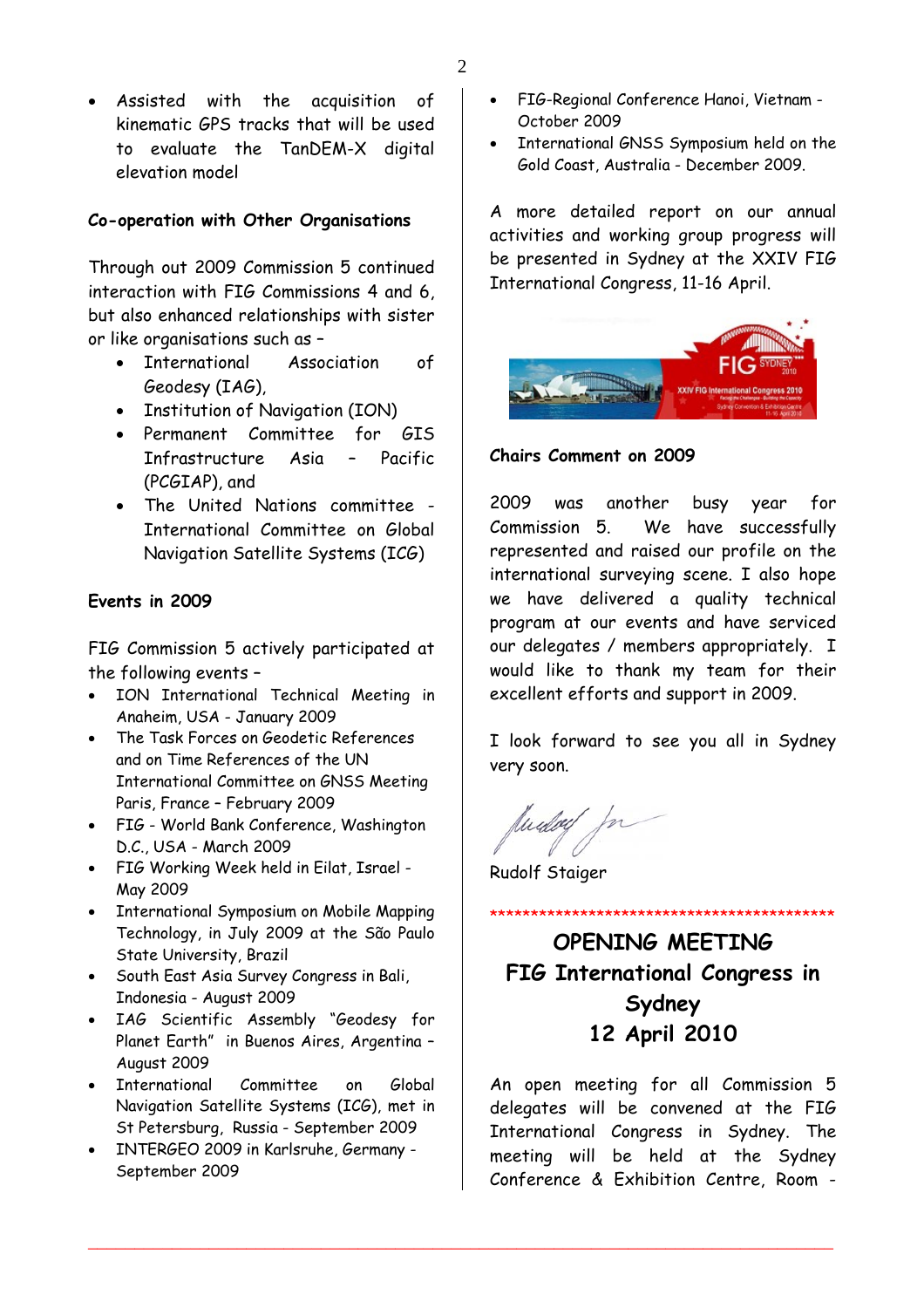- Assisted with the acquisition of kinematic GPS tracks that will be used to evaluate the TanDEM-X digital elevation model

**Co-operation with Other Organisations**

Through out 2009 Commission 5 continued interaction with FIG Commissions 4 and 6, but also enhanced relationships with sister or like organisations such as –

- International Association of Geodesy (IAG),
- Institution of Navigation (ION)
- Permanent Committee for GIS Infrastructure Asia – Pacific (PCGIAP), and
- The United Nations committee - International Committee on Global Navigation Satellite Systems (ICG)

**Events in 2009**

FIG Commission 5 actively participated at the following events –

- ION International Technical Meeting in Anaheim, USA - January 2009
- The Task Forces on Geodetic References and on Time References of the UN International Committee on GNSS Meeting Paris, France – February 2009
- FIG - World Bank Conference, Washington D.C., USA - March 2009
- FIG Working Week held in Eilat, Israel - May 2009
- International Symposium on Mobile Mapping Technology, in July 2009 at the São Paulo State University, Brazil
- South East Asia Survey Congress in Bali, Indonesia - August 2009
- IAG Scientific Assembly "Geodesy for Planet Earth" in Buenos Aires, Argentina – August 2009
- International Committee on Global Navigation Satellite Systems (ICG), met in St Petersburg, Russia - September 2009
- INTERGEO 2009 in Karlsruhe, Germany - September 2009
- FIG-Regional Conference Hanoi, Vietnam - October 2009
- International GNSS Symposium held on the Gold Coast, Australia - December 2009.

A more detailed report on our annual activities and working group progress will be presented in Sydney at the XXIV FIG International Congress, 11-16 April.

**Chairs Comment on 2009**

2009 was another busy year for Commission 5. We have successfully represented and raised our profile on the international surveying scene. I also hope we have delivered a quality technical program at our events and have serviced our delegates / members appropriately. I would like to thank my team for their excellent efforts and support in 2009.

I look forward to see you all in Sydney very soon.

Rudolf Staiger

\*\*\*\*\*\*\*\*\*\*\*\*\*\*\*\*\*\*\*\*\*\*\*\*\*\*\*\*\*\*\*\*\*\*\*\*\*\*\*\*\*\*\*\*\*\*

## OPENING MEETING
## FIG International Congress in Sydney
## 12 April 2010

An open meeting for all Commission 5 delegates will be convened at the FIG International Congress in Sydney. The meeting will be held at the Sydney Conference & Exhibition Centre, Room -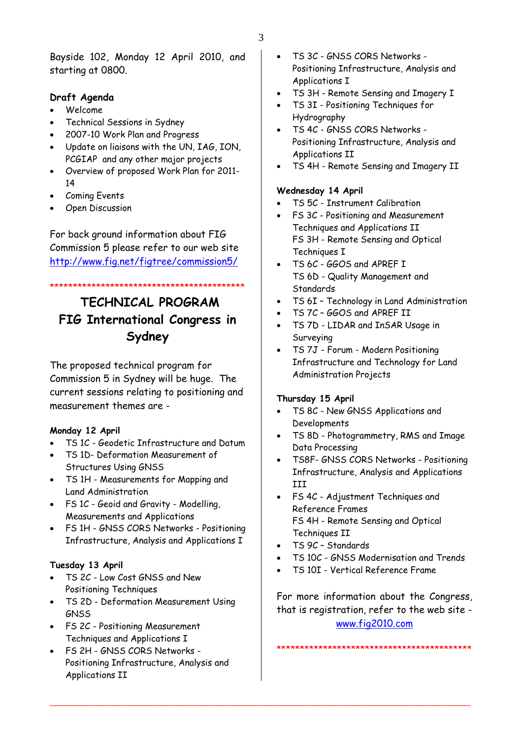Bayside 102, Monday 12 April 2010, and starting at 0800.

**Draft Agenda**

- Welcome
- Technical Sessions in Sydney
- 2007-10 Work Plan and Progress
- Update on liaisons with the UN, IAG, ION, PCGIAP and any other major projects
- Overview of proposed Work Plan for 2011-14
- Coming Events
- Open Discussion

For back ground information about FIG Commission 5 please refer to our web site http://www.fig.net/figtree/commission5/

\*\*\*\*\*\*\*\*\*\*\*\*\*\*\*\*\*\*\*\*\*\*\*\*\*\*\*\*\*\*\*\*\*\*\*\*\*\*\*\*\*\*\*\*\*\*\*\*

## TECHNICAL PROGRAM FIG International Congress in Sydney

The proposed technical program for Commission 5 in Sydney will be huge. The current sessions relating to positioning and measurement themes are -

**Monday 12 April**

- TS 1C - Geodetic Infrastructure and Datum
- TS 1D- Deformation Measurement of Structures Using GNSS
- TS 1H - Measurements for Mapping and Land Administration
- FS 1C - Geoid and Gravity - Modelling, Measurements and Applications
- FS 1H - GNSS CORS Networks - Positioning Infrastructure, Analysis and Applications I

**Tuesday 13 April**

- TS 2C - Low Cost GNSS and New Positioning Techniques
- TS 2D - Deformation Measurement Using GNSS
- FS 2C - Positioning Measurement Techniques and Applications I
- FS 2H - GNSS CORS Networks - Positioning Infrastructure, Analysis and Applications II
- TS 3C - GNSS CORS Networks - Positioning Infrastructure, Analysis and Applications I
- TS 3H - Remote Sensing and Imagery I
- TS 3I - Positioning Techniques for Hydrography
- TS 4C - GNSS CORS Networks - Positioning Infrastructure, Analysis and Applications II
- TS 4H - Remote Sensing and Imagery II

**Wednesday 14 April**

- TS 5C - Instrument Calibration
- FS 3C - Positioning and Measurement Techniques and Applications II
  FS 3H - Remote Sensing and Optical Techniques I
- TS 6C - GGOS and APREF I
  TS 6D - Quality Management and Standards
- TS 6I – Technology in Land Administration
- TS 7C – GGOS and APREF II
- TS 7D - LIDAR and InSAR Usage in Surveying
- TS 7J - Forum - Modern Positioning Infrastructure and Technology for Land Administration Projects

**Thursday 15 April**

- TS 8C - New GNSS Applications and Developments
- TS 8D - Photogrammetry, RMS and Image Data Processing
- TS8F- GNSS CORS Networks - Positioning Infrastructure, Analysis and Applications III
- FS 4C - Adjustment Techniques and Reference Frames
  FS 4H - Remote Sensing and Optical Techniques II
- TS 9C – Standards
- TS 10C - GNSS Modernisation and Trends
- TS 10I - Vertical Reference Frame

For more information about the Congress, that is registration, refer to the web site - www.fig2010.com

\*\*\*\*\*\*\*\*\*\*\*\*\*\*\*\*\*\*\*\*\*\*\*\*\*\*\*\*\*\*\*\*\*\*\*\*\*\*\*\*\*\*\*\*\*\*\*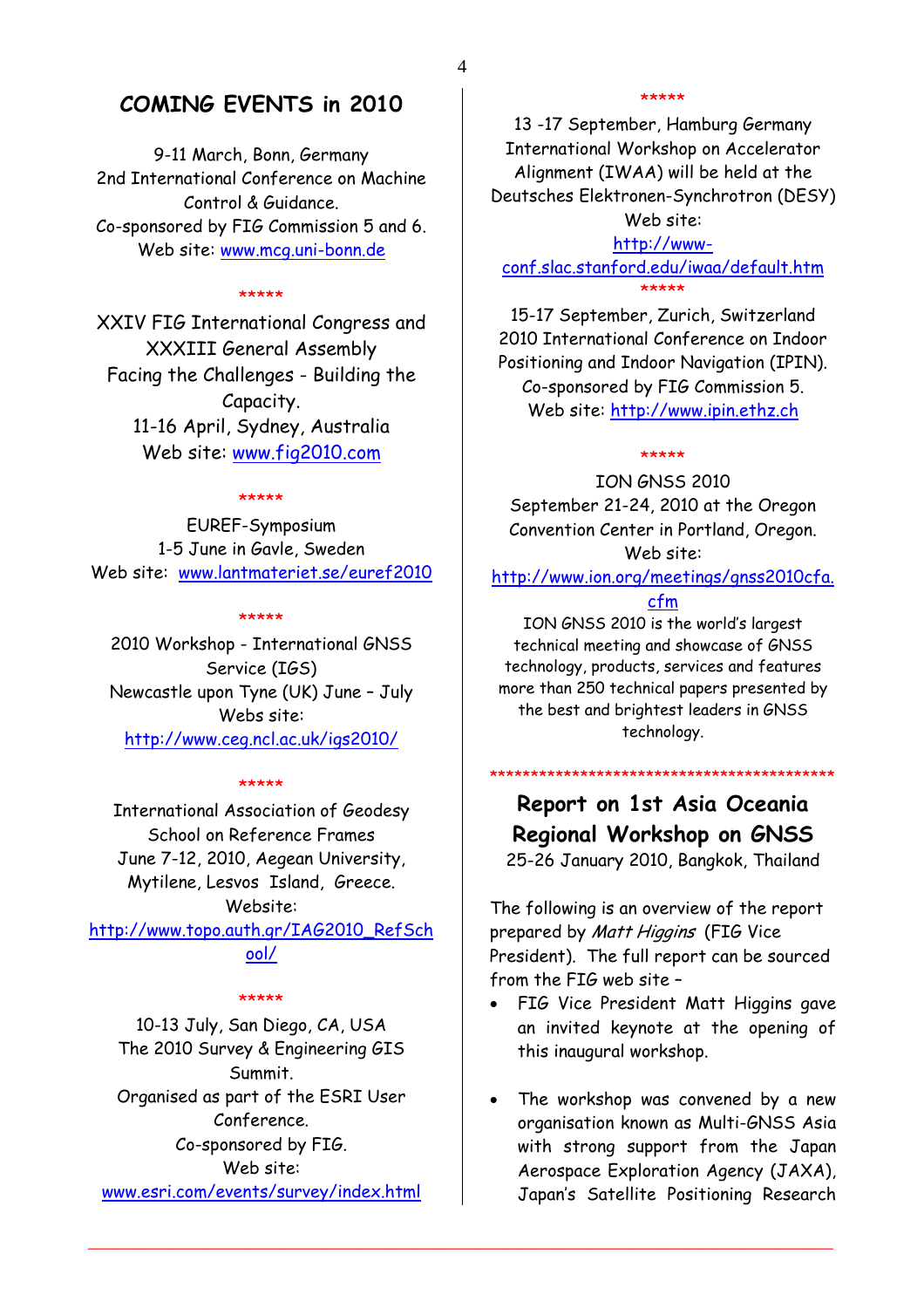## COMING EVENTS in 2010

9-11 March, Bonn, Germany
2nd International Conference on Machine Control & Guidance.
Co-sponsored by FIG Commission 5 and 6.
Web site: www.mcg.uni-bonn.de

*****

XXIV FIG International Congress and XXXIII General Assembly
Facing the Challenges - Building the Capacity.
11-16 April, Sydney, Australia
Web site: www.fig2010.com

*****

EUREF-Symposium
1-5 June in Gavle, Sweden
Web site: www.lantmateriet.se/euref2010

*****

2010 Workshop - International GNSS Service (IGS)
Newcastle upon Tyne (UK) June – July
Webs site:
http://www.ceg.ncl.ac.uk/igs2010/

*****

International Association of Geodesy School on Reference Frames
June 7-12, 2010, Aegean University, Mytilene, Lesvos Island, Greece.
Website:
http://www.topo.auth.gr/IAG2010_RefSchool/

*****

10-13 July, San Diego, CA, USA
The 2010 Survey & Engineering GIS Summit.
Organised as part of the ESRI User Conference.
Co-sponsored by FIG.
Web site:
www.esri.com/events/survey/index.html

*****

13 -17 September, Hamburg Germany
International Workshop on Accelerator Alignment (IWAA) will be held at the Deutsches Elektronen-Synchrotron (DESY)
Web site:
http://www-conf.slac.stanford.edu/iwaa/default.htm

*****

15-17 September, Zurich, Switzerland
2010 International Conference on Indoor Positioning and Indoor Navigation (IPIN).
Co-sponsored by FIG Commission 5.
Web site: http://www.ipin.ethz.ch

*****

ION GNSS 2010
September 21-24, 2010 at the Oregon Convention Center in Portland, Oregon.
Web site:
http://www.ion.org/meetings/gnss2010cfa.cfm
ION GNSS 2010 is the world's largest technical meeting and showcase of GNSS technology, products, services and features more than 250 technical papers presented by the best and brightest leaders in GNSS technology.

*********************************************

## Report on 1st Asia Oceania Regional Workshop on GNSS

25-26 January 2010, Bangkok, Thailand

The following is an overview of the report prepared by *Matt Higgins* (FIG Vice President). The full report can be sourced from the FIG web site –

- FIG Vice President Matt Higgins gave an invited keynote at the opening of this inaugural workshop.

- The workshop was convened by a new organisation known as Multi-GNSS Asia with strong support from the Japan Aerospace Exploration Agency (JAXA), Japan's Satellite Positioning Research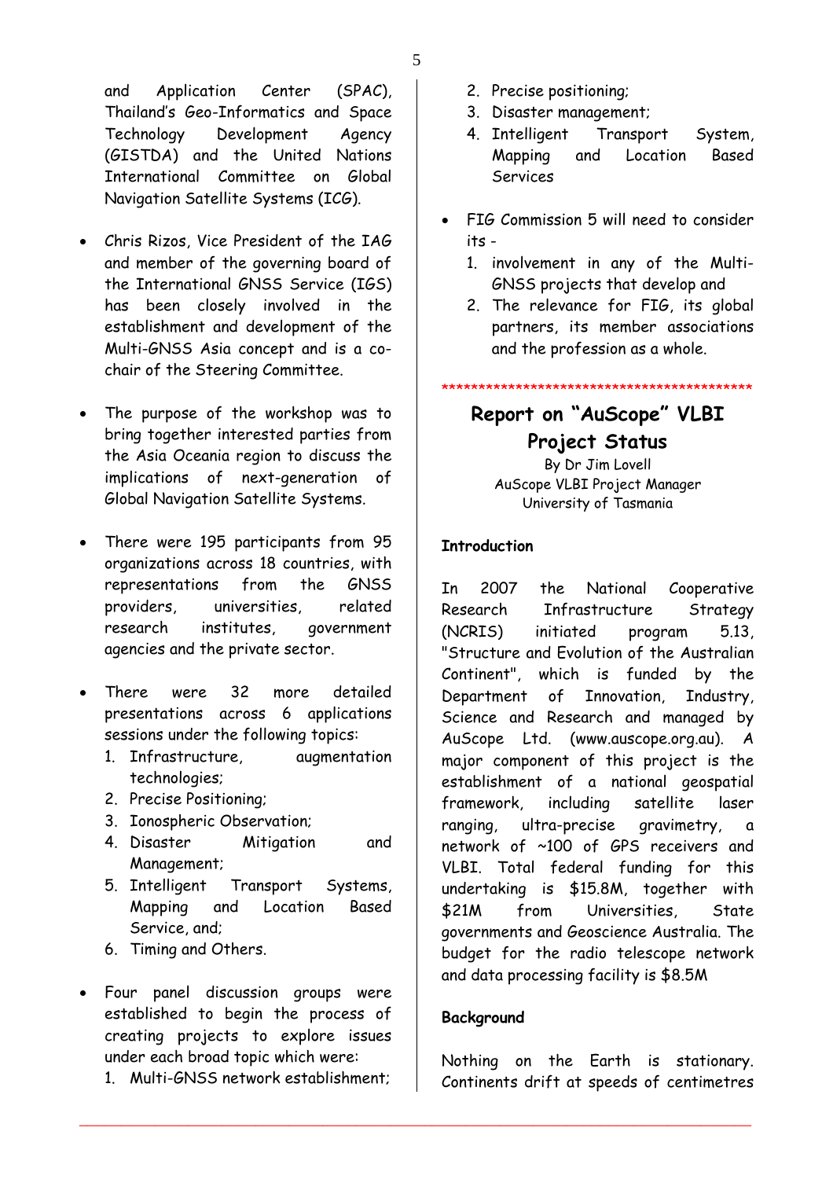and Application Center (SPAC), Thailand's Geo-Informatics and Space Technology Development Agency (GISTDA) and the United Nations International Committee on Global Navigation Satellite Systems (ICG).

- Chris Rizos, Vice President of the IAG and member of the governing board of the International GNSS Service (IGS) has been closely involved in the establishment and development of the Multi-GNSS Asia concept and is a co-chair of the Steering Committee.

- The purpose of the workshop was to bring together interested parties from the Asia Oceania region to discuss the implications of next-generation of Global Navigation Satellite Systems.

- There were 195 participants from 95 organizations across 18 countries, with representations from the GNSS providers, universities, related research institutes, government agencies and the private sector.

- There were 32 more detailed presentations across 6 applications sessions under the following topics:
  1. Infrastructure, augmentation technologies;
  2. Precise Positioning;
  3. Ionospheric Observation;
  4. Disaster Mitigation and Management;
  5. Intelligent Transport Systems, Mapping and Location Based Service, and;
  6. Timing and Others.

- Four panel discussion groups were established to begin the process of creating projects to explore issues under each broad topic which were:
  1. Multi-GNSS network establishment;
  2. Precise positioning;
  3. Disaster management;
  4. Intelligent Transport System, Mapping and Location Based Services

- FIG Commission 5 will need to consider its -
  1. involvement in any of the Multi-GNSS projects that develop and
  2. The relevance for FIG, its global partners, its member associations and the profession as a whole.

*******************************************

## Report on "AuScope" VLBI Project Status

By Dr Jim Lovell
AuScope VLBI Project Manager
University of Tasmania

### Introduction

In 2007 the National Cooperative Research Infrastructure Strategy (NCRIS) initiated program 5.13, "Structure and Evolution of the Australian Continent", which is funded by the Department of Innovation, Industry, Science and Research and managed by AuScope Ltd. (www.auscope.org.au). A major component of this project is the establishment of a national geospatial framework, including satellite laser ranging, ultra-precise gravimetry, a network of ~100 of GPS receivers and VLBI. Total federal funding for this undertaking is $15.8M, together with $21M from Universities, State governments and Geoscience Australia. The budget for the radio telescope network and data processing facility is $8.5M

### Background

Nothing on the Earth is stationary. Continents drift at speeds of centimetres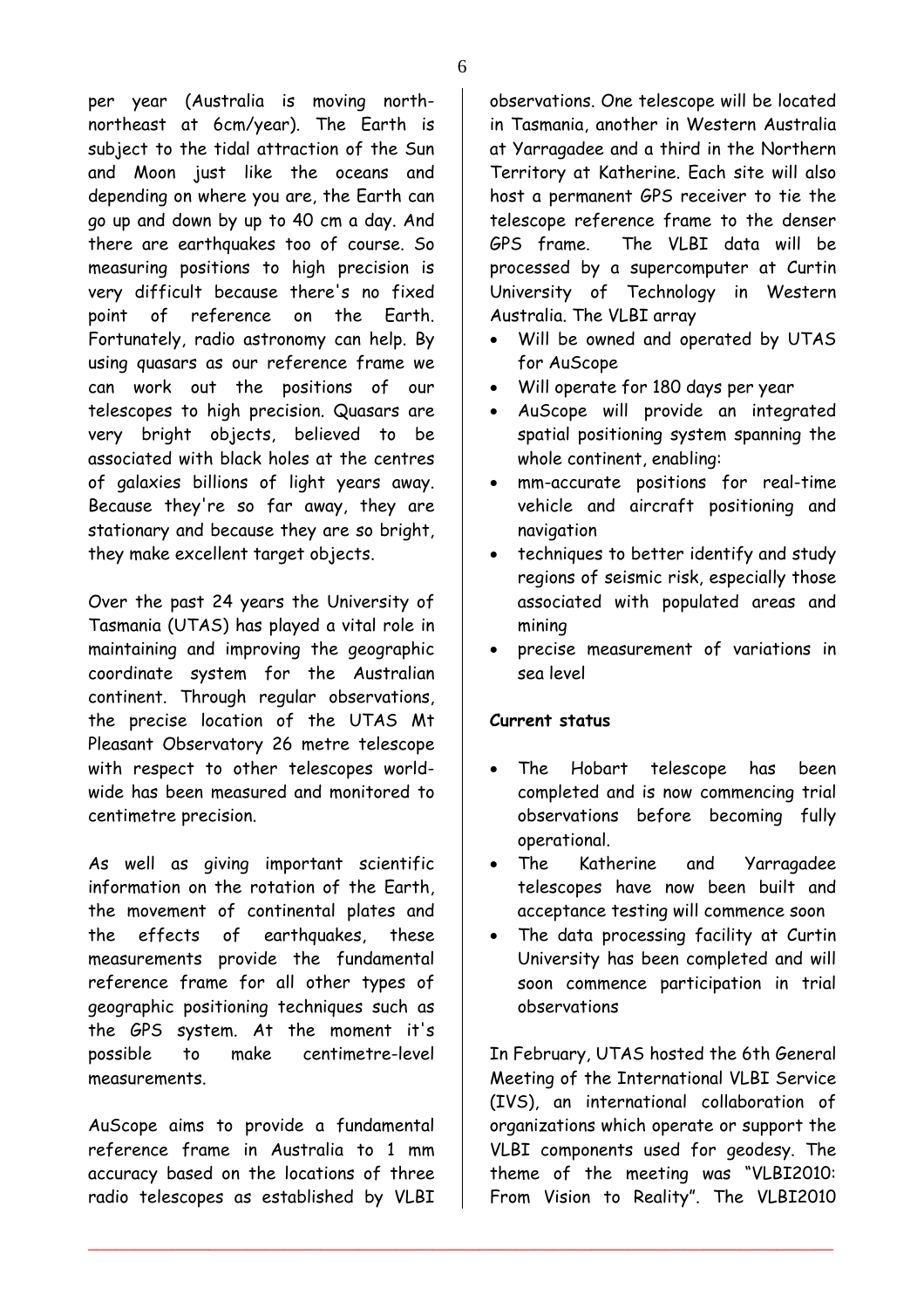per year (Australia is moving north-northeast at 6cm/year). The Earth is subject to the tidal attraction of the Sun and Moon just like the oceans and depending on where you are, the Earth can go up and down by up to 40 cm a day. And there are earthquakes too of course. So measuring positions to high precision is very difficult because there's no fixed point of reference on the Earth. Fortunately, radio astronomy can help. By using quasars as our reference frame we can work out the positions of our telescopes to high precision. Quasars are very bright objects, believed to be associated with black holes at the centres of galaxies billions of light years away. Because they're so far away, they are stationary and because they are so bright, they make excellent target objects.

Over the past 24 years the University of Tasmania (UTAS) has played a vital role in maintaining and improving the geographic coordinate system for the Australian continent. Through regular observations, the precise location of the UTAS Mt Pleasant Observatory 26 metre telescope with respect to other telescopes world-wide has been measured and monitored to centimetre precision.

As well as giving important scientific information on the rotation of the Earth, the movement of continental plates and the effects of earthquakes, these measurements provide the fundamental reference frame for all other types of geographic positioning techniques such as the GPS system. At the moment it's possible to make centimetre-level measurements.

AuScope aims to provide a fundamental reference frame in Australia to 1 mm accuracy based on the locations of three radio telescopes as established by VLBI observations. One telescope will be located in Tasmania, another in Western Australia at Yarragadee and a third in the Northern Territory at Katherine. Each site will also host a permanent GPS receiver to tie the telescope reference frame to the denser GPS frame. The VLBI data will be processed by a supercomputer at Curtin University of Technology in Western Australia. The VLBI array

- Will be owned and operated by UTAS for AuScope
- Will operate for 180 days per year
- AuScope will provide an integrated spatial positioning system spanning the whole continent, enabling:
- mm-accurate positions for real-time vehicle and aircraft positioning and navigation
- techniques to better identify and study regions of seismic risk, especially those associated with populated areas and mining
- precise measurement of variations in sea level

**Current status**

- The Hobart telescope has been completed and is now commencing trial observations before becoming fully operational.
- The Katherine and Yarragadee telescopes have now been built and acceptance testing will commence soon
- The data processing facility at Curtin University has been completed and will soon commence participation in trial observations

In February, UTAS hosted the 6th General Meeting of the International VLBI Service (IVS), an international collaboration of organizations which operate or support the VLBI components used for geodesy. The theme of the meeting was "VLBI2010: From Vision to Reality". The VLBI2010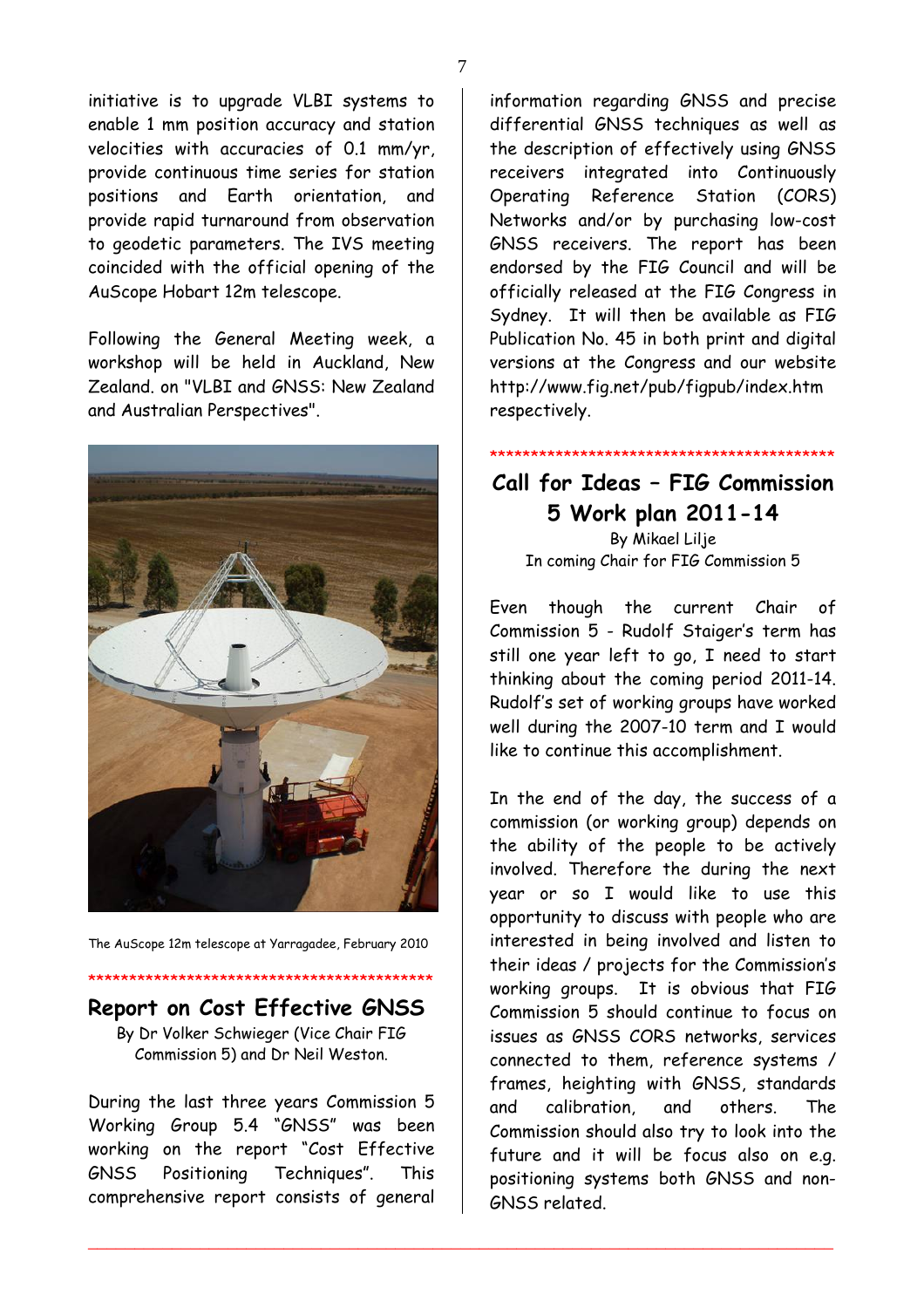initiative is to upgrade VLBI systems to enable 1 mm position accuracy and station velocities with accuracies of 0.1 mm/yr, provide continuous time series for station positions and Earth orientation, and provide rapid turnaround from observation to geodetic parameters. The IVS meeting coincided with the official opening of the AuScope Hobart 12m telescope.

Following the General Meeting week, a workshop will be held in Auckland, New Zealand. on "VLBI and GNSS: New Zealand and Australian Perspectives".

The AuScope 12m telescope at Yarragadee, February 2010

*********************************************

## Report on Cost Effective GNSS

By Dr Volker Schwieger (Vice Chair FIG Commission 5) and Dr Neil Weston.

During the last three years Commission 5 Working Group 5.4 "GNSS" was been working on the report "Cost Effective GNSS Positioning Techniques". This comprehensive report consists of general information regarding GNSS and precise differential GNSS techniques as well as the description of effectively using GNSS receivers integrated into Continuously Operating Reference Station (CORS) Networks and/or by purchasing low-cost GNSS receivers. The report has been endorsed by the FIG Council and will be officially released at the FIG Congress in Sydney. It will then be available as FIG Publication No. 45 in both print and digital versions at the Congress and our website http://www.fig.net/pub/figpub/index.htm respectively.

*********************************************

## Call for Ideas – FIG Commission 5 Work plan 2011-14

By Mikael Lilje
In coming Chair for FIG Commission 5

Even though the current Chair of Commission 5 - Rudolf Staiger's term has still one year left to go, I need to start thinking about the coming period 2011-14. Rudolf's set of working groups have worked well during the 2007-10 term and I would like to continue this accomplishment.

In the end of the day, the success of a commission (or working group) depends on the ability of the people to be actively involved. Therefore the during the next year or so I would like to use this opportunity to discuss with people who are interested in being involved and listen to their ideas / projects for the Commission's working groups. It is obvious that FIG Commission 5 should continue to focus on issues as GNSS CORS networks, services connected to them, reference systems / frames, heighting with GNSS, standards and calibration, and others. The Commission should also try to look into the future and it will be focus also on e.g. positioning systems both GNSS and non-GNSS related.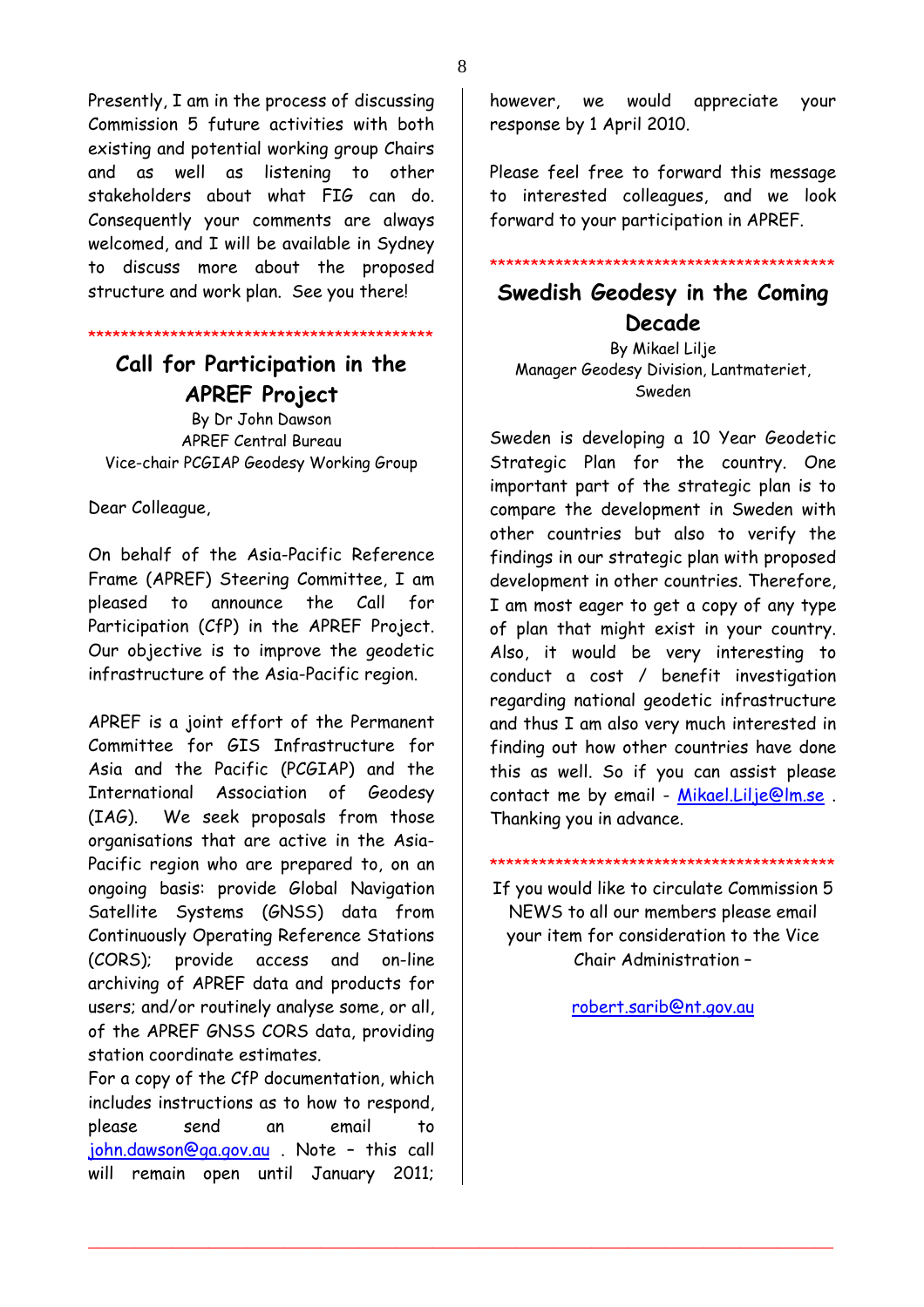Presently, I am in the process of discussing Commission 5 future activities with both existing and potential working group Chairs and as well as listening to other stakeholders about what FIG can do. Consequently your comments are always welcomed, and I will be available in Sydney to discuss more about the proposed structure and work plan. See you there!

*********************************************

## Call for Participation in the APREF Project

By Dr John Dawson
APREF Central Bureau
Vice-chair PCGIAP Geodesy Working Group

Dear Colleague,

On behalf of the Asia-Pacific Reference Frame (APREF) Steering Committee, I am pleased to announce the Call for Participation (CfP) in the APREF Project. Our objective is to improve the geodetic infrastructure of the Asia-Pacific region.

APREF is a joint effort of the Permanent Committee for GIS Infrastructure for Asia and the Pacific (PCGIAP) and the International Association of Geodesy (IAG). We seek proposals from those organisations that are active in the Asia-Pacific region who are prepared to, on an ongoing basis: provide Global Navigation Satellite Systems (GNSS) data from Continuously Operating Reference Stations (CORS); provide access and on-line archiving of APREF data and products for users; and/or routinely analyse some, or all, of the APREF GNSS CORS data, providing station coordinate estimates.
For a copy of the CfP documentation, which includes instructions as to how to respond, please send an email to john.dawson@ga.gov.au . Note – this call will remain open until January 2011; however, we would appreciate your response by 1 April 2010.

Please feel free to forward this message to interested colleagues, and we look forward to your participation in APREF.

*********************************************

## Swedish Geodesy in the Coming Decade

By Mikael Lilje
Manager Geodesy Division, Lantmateriet, Sweden

Sweden is developing a 10 Year Geodetic Strategic Plan for the country. One important part of the strategic plan is to compare the development in Sweden with other countries but also to verify the findings in our strategic plan with proposed development in other countries. Therefore, I am most eager to get a copy of any type of plan that might exist in your country. Also, it would be very interesting to conduct a cost / benefit investigation regarding national geodetic infrastructure and thus I am also very much interested in finding out how other countries have done this as well. So if you can assist please contact me by email - Mikael.Lilje@lm.se . Thanking you in advance.

*********************************************

If you would like to circulate Commission 5 NEWS to all our members please email your item for consideration to the Vice Chair Administration –

robert.sarib@nt.gov.au